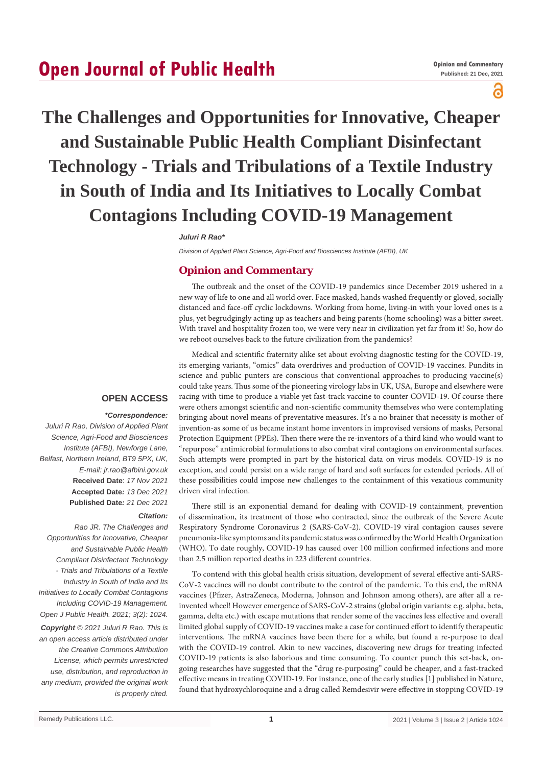# The Challenges and Opportunities for Innovative, Cheaper and Sustainable Public Health Compliant Disinfectant Technology - Trials and Tribulations of a Textile Industry in South of India and Its Initiatives to Locally Combat Contagions Including COVID-19 Management

***Juluri R Rao****

*Division of Applied Plant Science, Agri-Food and Biosciences Institute (AFBI), UK*

## Opinion and Commentary

The outbreak and the onset of the COVID-19 pandemics since December 2019 ushered in a new way of life to one and all world over. Face masked, hands washed frequently or gloved, socially distanced and face-off cyclic lockdowns. Working from home, living-in with your loved ones is a plus, yet begrudgingly acting up as teachers and being parents (home schooling) was a bitter sweet. With travel and hospitality frozen too, we were very near in civilization yet far from it! So, how do we reboot ourselves back to the future civilization from the pandemics?

Medical and scientific fraternity alike set about evolving diagnostic testing for the COVID-19, its emerging variants, "omics" data overdrives and production of COVID-19 vaccines. Pundits in science and public punters are conscious that conventional approaches to producing vaccine(s) could take years. Thus some of the pioneering virology labs in UK, USA, Europe and elsewhere were racing with time to produce a viable yet fast-track vaccine to counter COVID-19. Of course there were others amongst scientific and non-scientific community themselves who were contemplating bringing about novel means of preventative measures. It's a no brainer that necessity is mother of invention-as some of us became instant home inventors in improvised versions of masks, Personal Protection Equipment (PPEs). Then there were the re-inventors of a third kind who would want to "repurpose" antimicrobial formulations to also combat viral contagions on environmental surfaces. Such attempts were prompted in part by the historical data on virus models. COVID-19 is no exception, and could persist on a wide range of hard and soft surfaces for extended periods. All of these possibilities could impose new challenges to the containment of this vexatious community driven viral infection.

There still is an exponential demand for dealing with COVID-19 containment, prevention of dissemination, its treatment of those who contracted, since the outbreak of the Severe Acute Respiratory Syndrome Coronavirus 2 (SARS-CoV-2). COVID-19 viral contagion causes severe pneumonia-like symptoms and its pandemic status was confirmed by the World Health Organization (WHO). To date roughly, COVID-19 has caused over 100 million confirmed infections and more than 2.5 million reported deaths in 223 different countries.

To contend with this global health crisis situation, development of several effective anti-SARS-CoV-2 vaccines will no doubt contribute to the control of the pandemic. To this end, the mRNA vaccines (Pfizer, AstraZeneca, Moderna, Johnson and Johnson among others), are after all a re-invented wheel! However emergence of SARS-CoV-2 strains (global origin variants: e.g. alpha, beta, gamma, delta etc.) with escape mutations that render some of the vaccines less effective and overall limited global supply of COVID-19 vaccines make a case for continued effort to identify therapeutic interventions. The mRNA vaccines have been there for a while, but found a re-purpose to deal with the COVID-19 control. Akin to new vaccines, discovering new drugs for treating infected COVID-19 patients is also laborious and time consuming. To counter punch this set-back, on-going researches have suggested that the "drug re-purposing" could be cheaper, and a fast-tracked effective means in treating COVID-19. For instance, one of the early studies [1] published in Nature, found that hydroxychloroquine and a drug called Remdesivir were effective in stopping COVID-19

**OPEN ACCESS**

***Correspondence:***

*Juluri R Rao, Division of Applied Plant Science, Agri-Food and Biosciences Institute (AFBI), Newforge Lane, Belfast, Northern Ireland, BT9 5PX, UK, E-mail: jr.rao@afbini.gov.uk*

**Received Date**: *17 Nov 2021*

**Accepted Date:** *13 Dec 2021*

**Published Date:** *21 Dec 2021*

***Citation:***

*Rao JR. The Challenges and Opportunities for Innovative, Cheaper and Sustainable Public Health Compliant Disinfectant Technology - Trials and Tribulations of a Textile Industry in South of India and Its Initiatives to Locally Combat Contagions Including COVID-19 Management. Open J Public Health. 2021; 3(2): 1024.*

***Copyright** © 2021 Juluri R Rao. This is an open access article distributed under the Creative Commons Attribution License, which permits unrestricted use, distribution, and reproduction in any medium, provided the original work is properly cited.*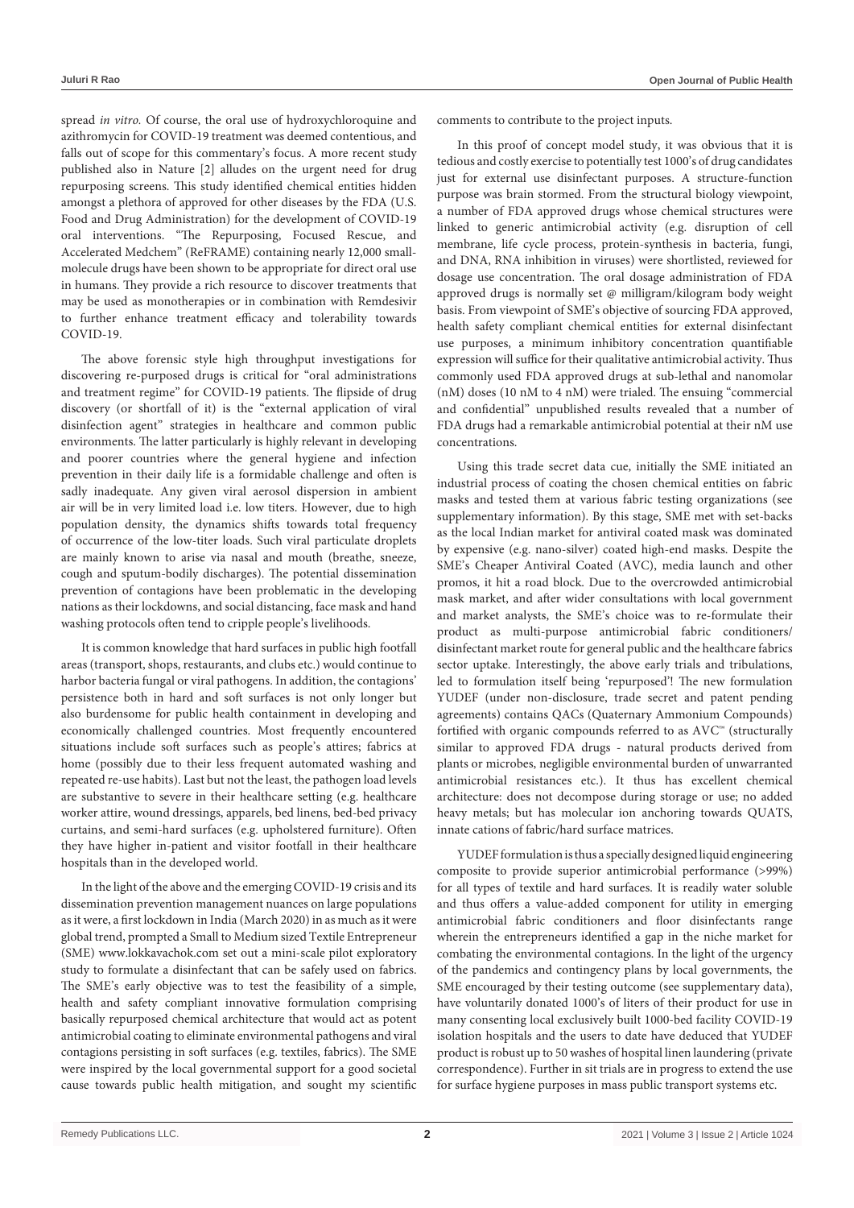spread *in vitro.* Of course, the oral use of hydroxychloroquine and azithromycin for COVID-19 treatment was deemed contentious, and falls out of scope for this commentary's focus. A more recent study published also in Nature [2] alludes on the urgent need for drug repurposing screens. This study identified chemical entities hidden amongst a plethora of approved for other diseases by the FDA (U.S. Food and Drug Administration) for the development of COVID-19 oral interventions. "The Repurposing, Focused Rescue, and Accelerated Medchem" (ReFRAME) containing nearly 12,000 small-molecule drugs have been shown to be appropriate for direct oral use in humans. They provide a rich resource to discover treatments that may be used as monotherapies or in combination with Remdesivir to further enhance treatment efficacy and tolerability towards COVID-19.

The above forensic style high throughput investigations for discovering re-purposed drugs is critical for "oral administrations and treatment regime" for COVID-19 patients. The flipside of drug discovery (or shortfall of it) is the "external application of viral disinfection agent" strategies in healthcare and common public environments. The latter particularly is highly relevant in developing and poorer countries where the general hygiene and infection prevention in their daily life is a formidable challenge and often is sadly inadequate. Any given viral aerosol dispersion in ambient air will be in very limited load i.e. low titers. However, due to high population density, the dynamics shifts towards total frequency of occurrence of the low-titer loads. Such viral particulate droplets are mainly known to arise via nasal and mouth (breathe, sneeze, cough and sputum-bodily discharges). The potential dissemination prevention of contagions have been problematic in the developing nations as their lockdowns, and social distancing, face mask and hand washing protocols often tend to cripple people's livelihoods.

It is common knowledge that hard surfaces in public high footfall areas (transport, shops, restaurants, and clubs etc.) would continue to harbor bacteria fungal or viral pathogens. In addition, the contagions' persistence both in hard and soft surfaces is not only longer but also burdensome for public health containment in developing and economically challenged countries. Most frequently encountered situations include soft surfaces such as people's attires; fabrics at home (possibly due to their less frequent automated washing and repeated re-use habits). Last but not the least, the pathogen load levels are substantive to severe in their healthcare setting (e.g. healthcare worker attire, wound dressings, apparels, bed linens, bed-bed privacy curtains, and semi-hard surfaces (e.g. upholstered furniture). Often they have higher in-patient and visitor footfall in their healthcare hospitals than in the developed world.

In the light of the above and the emerging COVID-19 crisis and its dissemination prevention management nuances on large populations as it were, a first lockdown in India (March 2020) in as much as it were global trend, prompted a Small to Medium sized Textile Entrepreneur (SME) www.lokkavachok.com set out a mini-scale pilot exploratory study to formulate a disinfectant that can be safely used on fabrics. The SME's early objective was to test the feasibility of a simple, health and safety compliant innovative formulation comprising basically repurposed chemical architecture that would act as potent antimicrobial coating to eliminate environmental pathogens and viral contagions persisting in soft surfaces (e.g. textiles, fabrics). The SME were inspired by the local governmental support for a good societal cause towards public health mitigation, and sought my scientific comments to contribute to the project inputs.

In this proof of concept model study, it was obvious that it is tedious and costly exercise to potentially test 1000's of drug candidates just for external use disinfectant purposes. A structure-function purpose was brain stormed. From the structural biology viewpoint, a number of FDA approved drugs whose chemical structures were linked to generic antimicrobial activity (e.g. disruption of cell membrane, life cycle process, protein-synthesis in bacteria, fungi, and DNA, RNA inhibition in viruses) were shortlisted, reviewed for dosage use concentration. The oral dosage administration of FDA approved drugs is normally set @ milligram/kilogram body weight basis. From viewpoint of SME's objective of sourcing FDA approved, health safety compliant chemical entities for external disinfectant use purposes, a minimum inhibitory concentration quantifiable expression will suffice for their qualitative antimicrobial activity. Thus commonly used FDA approved drugs at sub-lethal and nanomolar (nM) doses (10 nM to 4 nM) were trialed. The ensuing "commercial and confidential" unpublished results revealed that a number of FDA drugs had a remarkable antimicrobial potential at their nM use concentrations.

Using this trade secret data cue, initially the SME initiated an industrial process of coating the chosen chemical entities on fabric masks and tested them at various fabric testing organizations (see supplementary information). By this stage, SME met with set-backs as the local Indian market for antiviral coated mask was dominated by expensive (e.g. nano-silver) coated high-end masks. Despite the SME's Cheaper Antiviral Coated (AVC), media launch and other promos, it hit a road block. Due to the overcrowded antimicrobial mask market, and after wider consultations with local government and market analysts, the SME's choice was to re-formulate their product as multi-purpose antimicrobial fabric conditioners/ disinfectant market route for general public and the healthcare fabrics sector uptake. Interestingly, the above early trials and tribulations, led to formulation itself being 'repurposed'! The new formulation YUDEF (under non-disclosure, trade secret and patent pending agreements) contains QACs (Quaternary Ammonium Compounds) fortified with organic compounds referred to as AVC™ (structurally similar to approved FDA drugs - natural products derived from plants or microbes, negligible environmental burden of unwarranted antimicrobial resistances etc.). It thus has excellent chemical architecture: does not decompose during storage or use; no added heavy metals; but has molecular ion anchoring towards QUATS, innate cations of fabric/hard surface matrices.

YUDEF formulation is thus a specially designed liquid engineering composite to provide superior antimicrobial performance (>99%) for all types of textile and hard surfaces. It is readily water soluble and thus offers a value-added component for utility in emerging antimicrobial fabric conditioners and floor disinfectants range wherein the entrepreneurs identified a gap in the niche market for combating the environmental contagions. In the light of the urgency of the pandemics and contingency plans by local governments, the SME encouraged by their testing outcome (see supplementary data), have voluntarily donated 1000's of liters of their product for use in many consenting local exclusively built 1000-bed facility COVID-19 isolation hospitals and the users to date have deduced that YUDEF product is robust up to 50 washes of hospital linen laundering (private correspondence). Further in sit trials are in progress to extend the use for surface hygiene purposes in mass public transport systems etc.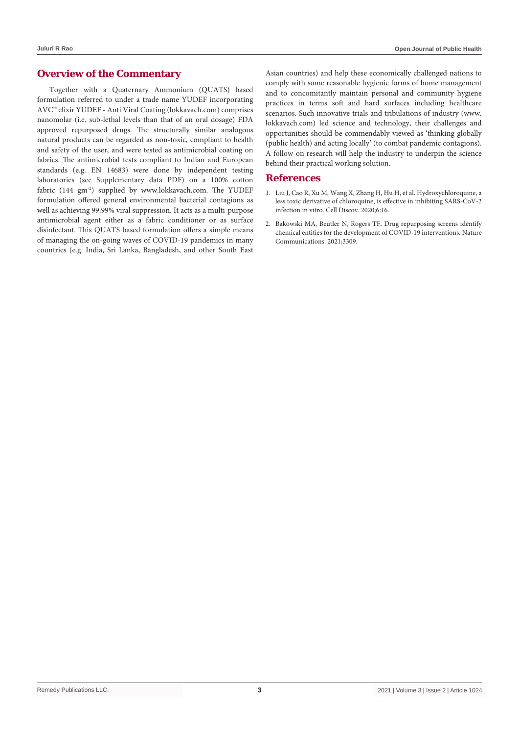## Overview of the Commentary

Together with a Quaternary Ammonium (QUATS) based formulation referred to under a trade name YUDEF incorporating AVC™ elixir YUDEF - Anti Viral Coating (lokkavach.com) comprises nanomolar (i.e. sub-lethal levels than that of an oral dosage) FDA approved repurposed drugs. The structurally similar analogous natural products can be regarded as non-toxic, compliant to health and safety of the user, and were tested as antimicrobial coating on fabrics. The antimicrobial tests compliant to Indian and European standards (e.g. EN 14683) were done by independent testing laboratories (see Supplementary data PDF) on a 100% cotton fabric (144 $gm^{-2}$) supplied by www.lokkavach.com. The YUDEF formulation offered general environmental bacterial contagions as well as achieving 99.99% viral suppression. It acts as a multi-purpose antimicrobial agent either as a fabric conditioner or as surface disinfectant. This QUATS based formulation offers a simple means of managing the on-going waves of COVID-19 pandemics in many countries (e.g. India, Sri Lanka, Bangladesh, and other South East Asian countries) and help these economically challenged nations to comply with some reasonable hygienic forms of home management and to concomitantly maintain personal and community hygiene practices in terms soft and hard surfaces including healthcare scenarios. Such innovative trials and tribulations of industry (www.lokkavach.com) led science and technology, their challenges and opportunities should be commendably viewed as 'thinking globally (public health) and acting locally' (to combat pandemic contagions). A follow-on research will help the industry to underpin the science behind their practical working solution.

## References

1. Liu J, Cao R, Xu M, Wang X, Zhang H, Hu H, et al. Hydroxychloroquine, a less toxic derivative of chloroquine, is effective in inhibiting SARS-CoV-2 infection in vitro. Cell Discov. 2020;6:16.
2. Bakowski MA, Beutler N, Rogers TF. Drug repurposing screens identify chemical entities for the development of COVID-19 interventions. Nature Communications. 2021;3309.